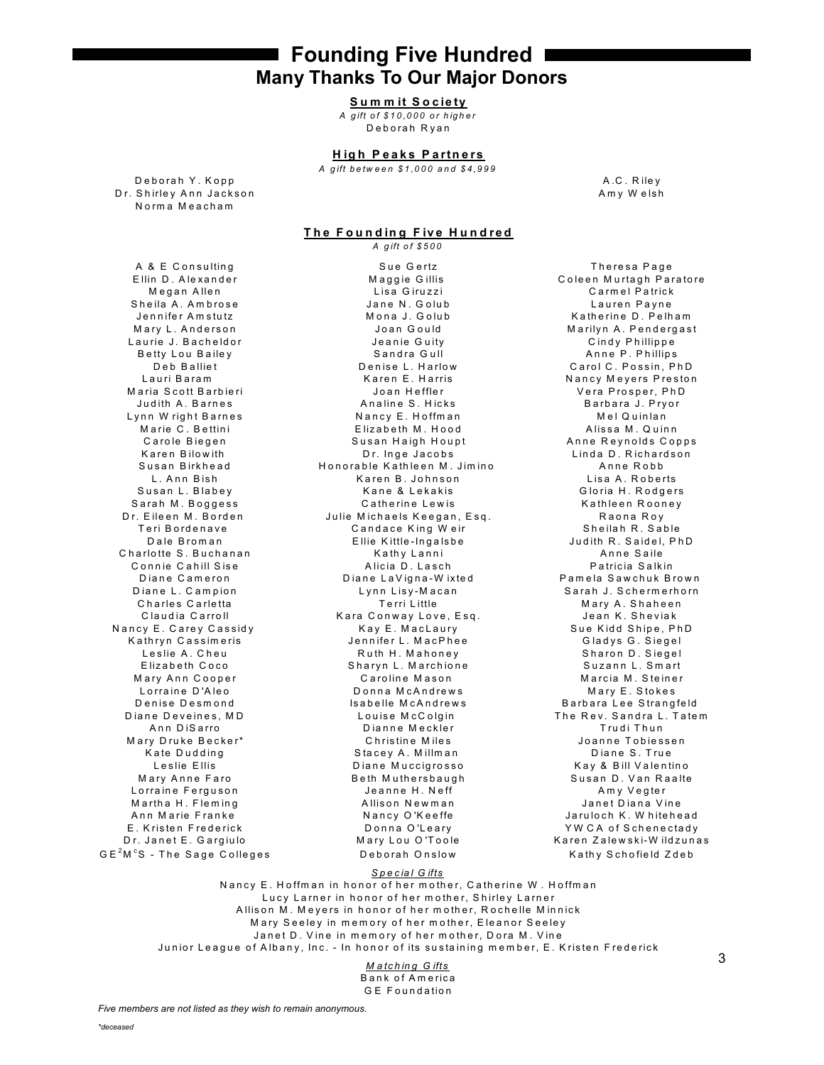# Founding Five Hundred

## Many Thanks To Our Major Donors

### Summit Society

*A gift of $10,000 or higher*

Deborah Ryan

### High Peaks Partners

*A gift between $1,000 and $4,999*

Deborah Y. Kopp
Dr. Shirley Ann Jackson
Norma Meacham
A.C. Riley
Amy Welsh

### The Founding Five Hundred

*A gift of $500*

A & E Consulting
Ellin D. Alexander
Megan Allen
Sheila A. Ambrose
Jennifer Amstutz
Mary L. Anderson
Laurie J. Bacheldor
Betty Lou Bailey
Deb Balliet
Lauri Baram
Maria Scott Barbieri
Judith A. Barnes
Lynn Wright Barnes
Marie C. Bettini
Carole Biegen
Karen Bilowith
Susan Birkhead
L. Ann Bish
Susan L. Blabey
Sarah M. Boggess
Dr. Eileen M. Borden
Teri Bordenave
Dale Broman
Charlotte S. Buchanan
Connie Cahill Sise
Diane Cameron
Diane L. Campion
Charles Carletta
Claudia Carroll
Nancy E. Carey Cassidy
Kathryn Cassimeris
Leslie A. Cheu
Elizabeth Coco
Mary Ann Cooper
Lorraine D'Aleo
Denise Desmond
Diane Deveines, MD
Ann DiSarro
Mary Druke Becker*
Kate Dudding
Leslie Ellis
Mary Anne Faro
Lorraine Ferguson
Martha H. Fleming
Ann Marie Franke
E. Kristen Frederick
Dr. Janet E. Gargiulo
GE$^2$M$^c$S - The Sage Colleges
Sue Gertz
Maggie Gillis
Lisa Giruzzi
Jane N. Golub
Mona J. Golub
Joan Gould
Jeanie Guity
Sandra Gull
Denise L. Harlow
Karen E. Harris
Joan Heffler
Analine S. Hicks
Nancy E. Hoffman
Elizabeth M. Hood
Susan Haigh Houpt
Dr. Inge Jacobs
Honorable Kathleen M. Jimino
Karen B. Johnson
Kane & Lekakis
Catherine Lewis
Julie Michaels Keegan, Esq.
Candace King Weir
Ellie Kittle-Ingalsbe
Kathy Lanni
Alicia D. Lasch
Diane LaVigna-Wixted
Lynn Lisy-Macan
Terri Little
Kara Conway Love, Esq.
Kay E. MacLaury
Jennifer L. MacPhee
Ruth H. Mahoney
Sharyn L. Marchione
Caroline Mason
Donna McAndrews
Isabelle McAndrews
Louise McColgin
Dianne Meckler
Christine Miles
Stacey A. Millman
Diane Muccigrosso
Beth Muthersbaugh
Jeanne H. Neff
Allison Newman
Nancy O'Keeffe
Donna O'Leary
Mary Lou O'Toole
Deborah Onslow
Theresa Page
Coleen Murtagh Paratore
Carmel Patrick
Lauren Payne
Katherine D. Pelham
Marilyn A. Pendergast
Cindy Phillippe
Anne P. Phillips
Carol C. Possin, PhD
Nancy Meyers Preston
Vera Prosper, PhD
Barbara J. Pryor
Mel Quinlan
Alissa M. Quinn
Anne Reynolds Copps
Linda D. Richardson
Anne Robb
Lisa A. Roberts
Gloria H. Rodgers
Kathleen Rooney
Raona Roy
Sheilah R. Sable
Judith R. Saidel, PhD
Anne Saile
Patricia Salkin
Pamela Sawchuk Brown
Sarah J. Schermerhorn
Mary A. Shaheen
Jean K. Sheviak
Sue Kidd Shipe, PhD
Gladys G. Siegel
Sharon D. Siegel
Suzann L. Smart
Marcia M. Steiner
Mary E. Stokes
Barbara Lee Strangfeld
The Rev. Sandra L. Tatem
Trudi Thun
Joanne Tobiessen
Diane S. True
Kay & Bill Valentino
Susan D. Van Raalte
Amy Vegter
Janet Diana Vine
Jaruloch K. Whitehead
YWCA of Schenectady
Karen Zalewski-Wildzunas
Kathy Schofield Zdeb

#### Special Gifts

Nancy E. Hoffman in honor of her mother, Catherine W. Hoffman
Lucy Larner in honor of her mother, Shirley Larner
Allison M. Meyers in honor of her mother, Rochelle Minnick
Mary Seeley in memory of her mother, Eleanor Seeley
Janet D. Vine in memory of her mother, Dora M. Vine
Junior League of Albany, Inc. - In honor of its sustaining member, E. Kristen Frederick

#### Matching Gifts

Bank of America
GE Foundation

*Five members are not listed as they wish to remain anonymous.*

*\*deceased*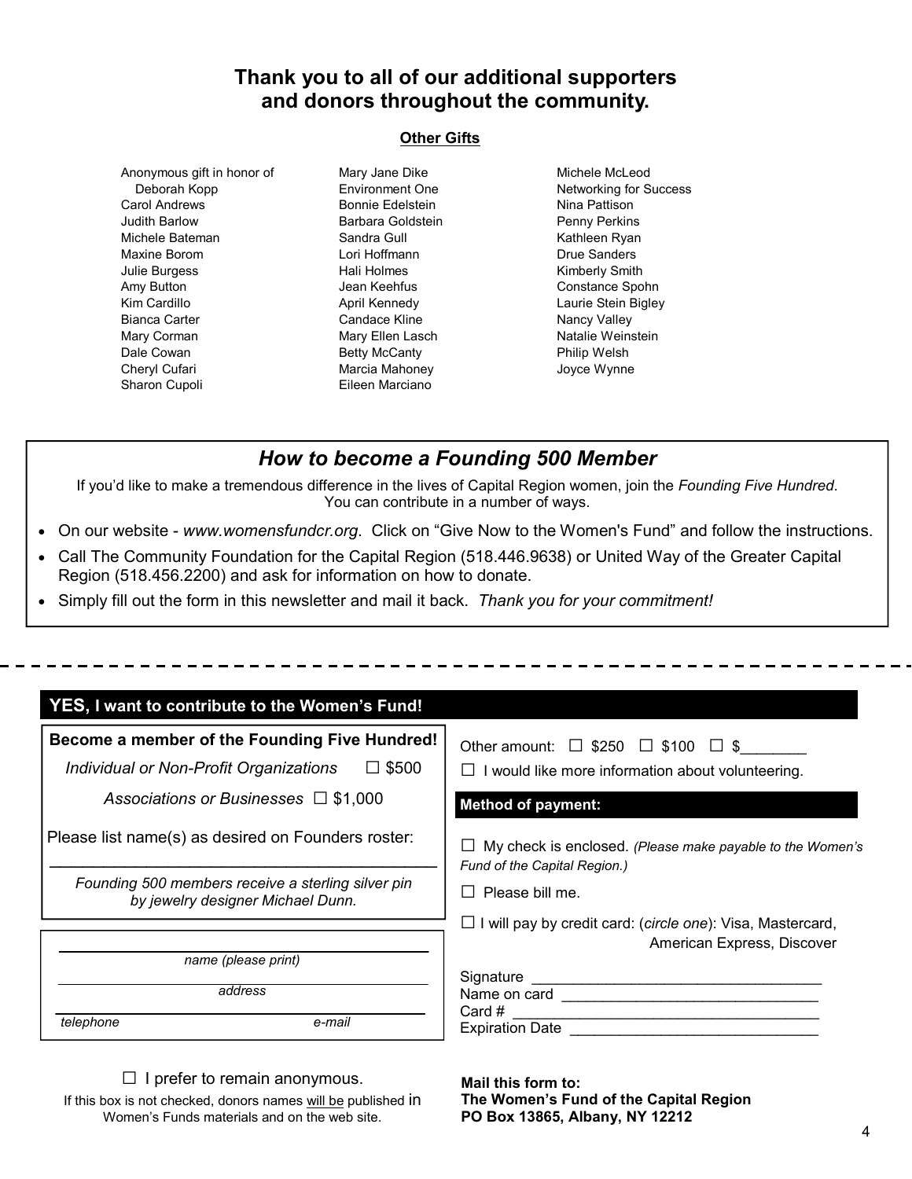## Thank you to all of our additional supporters and donors throughout the community.

**Other Gifts**

Anonymous gift in honor of Deborah Kopp
Carol Andrews
Judith Barlow
Michele Bateman
Maxine Borom
Julie Burgess
Amy Button
Kim Cardillo
Bianca Carter
Mary Corman
Dale Cowan
Cheryl Cufari
Sharon Cupoli
Mary Jane Dike
Environment One
Bonnie Edelstein
Barbara Goldstein
Sandra Gull
Lori Hoffmann
Hali Holmes
Jean Keehfus
April Kennedy
Candace Kline
Mary Ellen Lasch
Betty McCanty
Marcia Mahoney
Eileen Marciano
Michele McLeod
Networking for Success
Nina Pattison
Penny Perkins
Kathleen Ryan
Drue Sanders
Kimberly Smith
Constance Spohn
Laurie Stein Bigley
Nancy Valley
Natalie Weinstein
Philip Welsh
Joyce Wynne

## *How to become a Founding 500 Member*

If you'd like to make a tremendous difference in the lives of Capital Region women, join the *Founding Five Hundred*. You can contribute in a number of ways.

- On our website - *www.womensfundcr.org*. Click on "Give Now to the Women's Fund" and follow the instructions.
- Call The Community Foundation for the Capital Region (518.446.9638) or United Way of the Greater Capital Region (518.456.2200) and ask for information on how to donate.
- Simply fill out the form in this newsletter and mail it back. *Thank you for your commitment!*

---

**YES, I want to contribute to the Women's Fund!**

**Become a member of the Founding Five Hundred!**

*Individual or Non-Profit Organizations* ☐ $500

*Associations or Businesses* ☐ $1,000

Please list name(s) as desired on Founders roster:

______________________________________

*Founding 500 members receive a sterling silver pin by jewelry designer Michael Dunn.*

______________________________________
*name (please print)*

______________________________________
*address*

______________________________________
*telephone* *e-mail*

☐ I prefer to remain anonymous.

If this box is not checked, donors names will be published in Women's Funds materials and on the web site.

Other amount: ☐ $250 ☐ $100 ☐ $________

☐ I would like more information about volunteering.

**Method of payment:**

☐ My check is enclosed. *(Please make payable to the Women's Fund of the Capital Region.)*

☐ Please bill me.

☐ I will pay by credit card: (*circle one*): Visa, Mastercard, American Express, Discover

Signature ___________________________________
Name on card ________________________________
Card # ______________________________________
Expiration Date ______________________________

**Mail this form to:**
**The Women's Fund of the Capital Region**
**PO Box 13865, Albany, NY 12212**